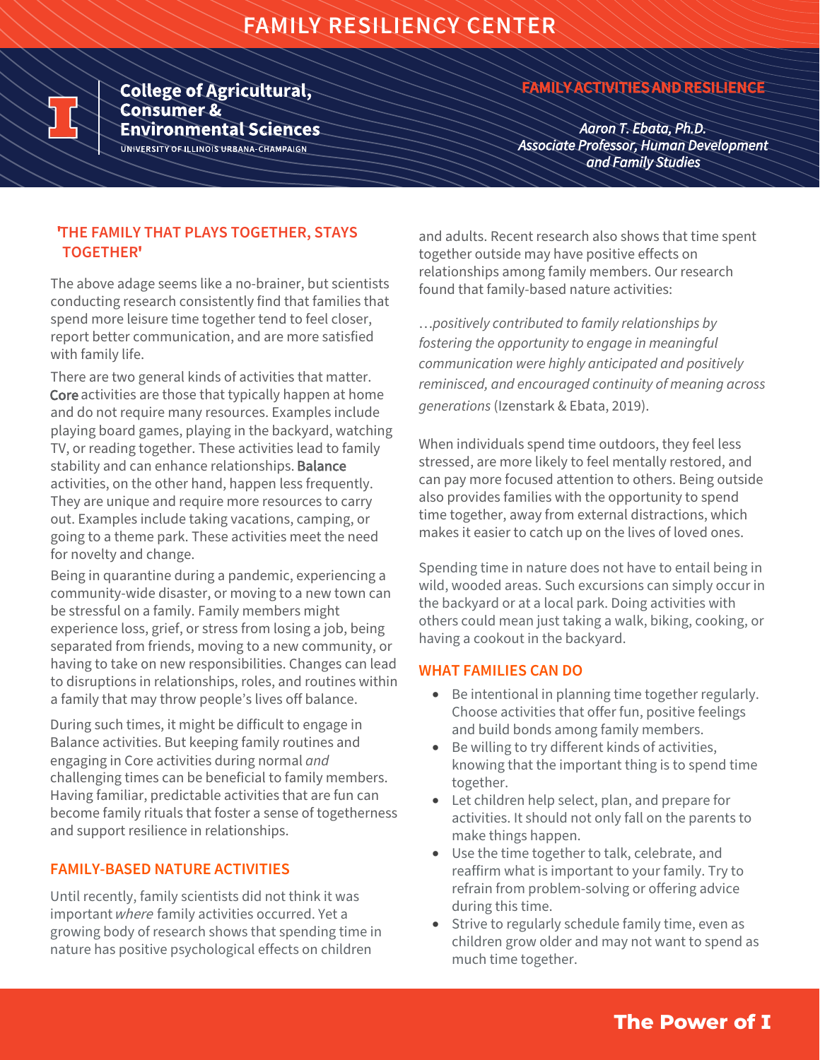# FAMILY RESILIENCY CENTER

**College of Agricultural, Consumer & Environmental Sciences**
UNIVERSITY OF ILLINOIS URBANA-CHAMPAIGN

## FAMILY ACTIVITIES AND RESILIENCE

*Aaron T. Ebata, Ph.D.*
*Associate Professor, Human Development and Family Studies*

### 'THE FAMILY THAT PLAYS TOGETHER, STAYS TOGETHER'

The above adage seems like a no-brainer, but scientists conducting research consistently find that families that spend more leisure time together tend to feel closer, report better communication, and are more satisfied with family life.

There are two general kinds of activities that matter. **Core** activities are those that typically happen at home and do not require many resources. Examples include playing board games, playing in the backyard, watching TV, or reading together. These activities lead to family stability and can enhance relationships. **Balance** activities, on the other hand, happen less frequently. They are unique and require more resources to carry out. Examples include taking vacations, camping, or going to a theme park. These activities meet the need for novelty and change.

Being in quarantine during a pandemic, experiencing a community-wide disaster, or moving to a new town can be stressful on a family. Family members might experience loss, grief, or stress from losing a job, being separated from friends, moving to a new community, or having to take on new responsibilities. Changes can lead to disruptions in relationships, roles, and routines within a family that may throw people's lives off balance.

During such times, it might be difficult to engage in Balance activities. But keeping family routines and engaging in Core activities during normal *and* challenging times can be beneficial to family members. Having familiar, predictable activities that are fun can become family rituals that foster a sense of togetherness and support resilience in relationships.

### FAMILY-BASED NATURE ACTIVITIES

Until recently, family scientists did not think it was important *where* family activities occurred. Yet a growing body of research shows that spending time in nature has positive psychological effects on children and adults. Recent research also shows that time spent together outside may have positive effects on relationships among family members. Our research found that family-based nature activities:

…*positively contributed to family relationships by fostering the opportunity to engage in meaningful communication were highly anticipated and positively reminisced, and encouraged continuity of meaning across generations* (Izenstark & Ebata, 2019).

When individuals spend time outdoors, they feel less stressed, are more likely to feel mentally restored, and can pay more focused attention to others. Being outside also provides families with the opportunity to spend time together, away from external distractions, which makes it easier to catch up on the lives of loved ones.

Spending time in nature does not have to entail being in wild, wooded areas. Such excursions can simply occur in the backyard or at a local park. Doing activities with others could mean just taking a walk, biking, cooking, or having a cookout in the backyard.

### WHAT FAMILIES CAN DO

- Be intentional in planning time together regularly. Choose activities that offer fun, positive feelings and build bonds among family members.
- Be willing to try different kinds of activities, knowing that the important thing is to spend time together.
- Let children help select, plan, and prepare for activities. It should not only fall on the parents to make things happen.
- Use the time together to talk, celebrate, and reaffirm what is important to your family. Try to refrain from problem-solving or offering advice during this time.
- Strive to regularly schedule family time, even as children grow older and may not want to spend as much time together.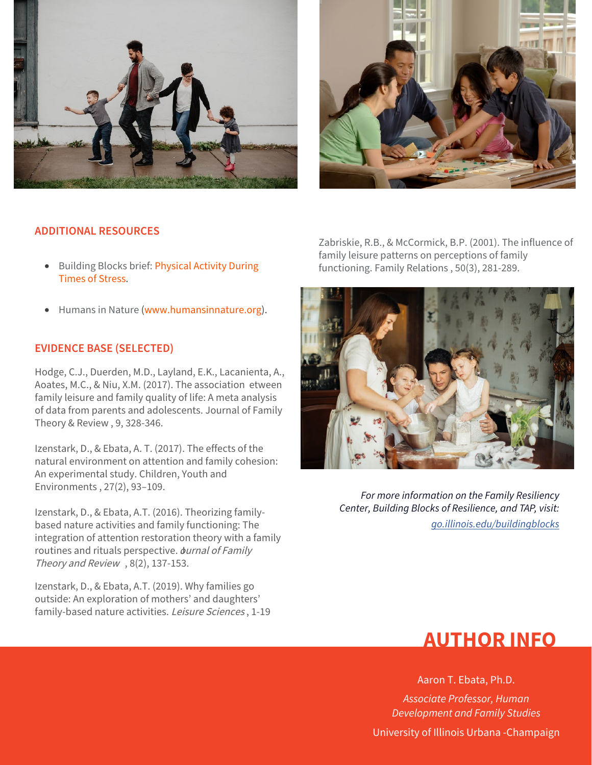## ADDITIONAL RESOURCES

- Building Blocks brief: Physical Activity During Times of Stress.
- Humans in Nature (www.humansinnature.org).

## EVIDENCE BASE (SELECTED)

Hodge, C.J., Duerden, M.D., Layland, E.K., Lacanienta, A., Aoates, M.C., & Niu, X.M. (2017). The association etween family leisure and family quality of life: A meta analysis of data from parents and adolescents. Journal of Family Theory & Review , 9, 328-346.

Izenstark, D., & Ebata, A. T. (2017). The effects of the natural environment on attention and family cohesion: An experimental study. Children, Youth and Environments , 27(2), 93–109.

Izenstark, D., & Ebata, A.T. (2016). Theorizing family-based nature activities and family functioning: The integration of attention restoration theory with a family routines and rituals perspective. *Journal of Family Theory and Review* , 8(2), 137-153.

Izenstark, D., & Ebata, A.T. (2019). Why families go outside: An exploration of mothers' and daughters' family-based nature activities. *Leisure Sciences* , 1-19

Zabriskie, R.B., & McCormick, B.P. (2001). The influence of family leisure patterns on perceptions of family functioning. Family Relations , 50(3), 281-289.

*For more information on the Family Resiliency Center, Building Blocks of Resilience, and TAP, visit:* go.illinois.edu/buildingblocks

## AUTHOR INFO

Aaron T. Ebata, Ph.D.

*Associate Professor, Human Development and Family Studies*

University of Illinois Urbana -Champaign